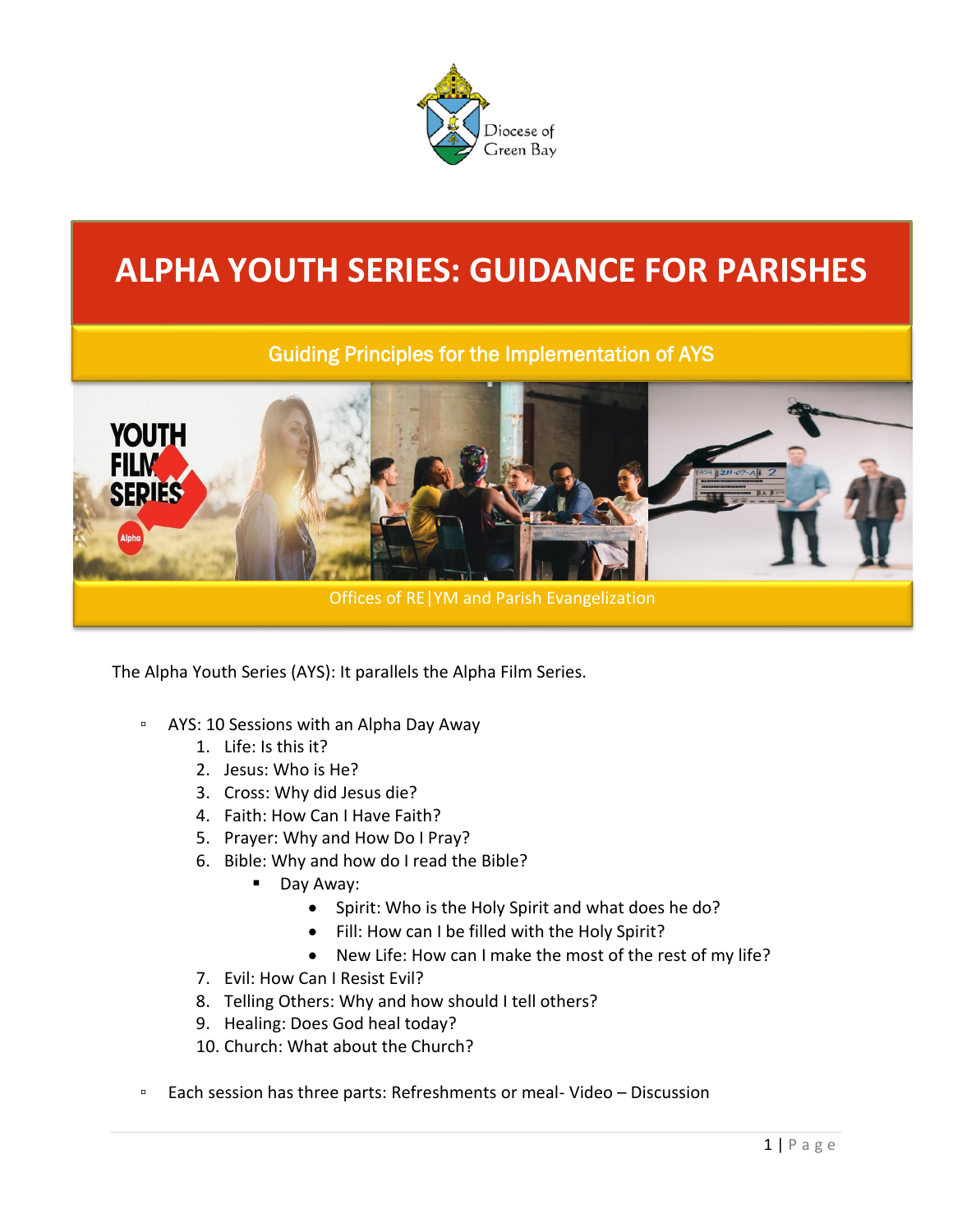Diocese of Green Bay

# ALPHA YOUTH SERIES: GUIDANCE FOR PARISHES

## Guiding Principles for the Implementation of AYS

Offices of RE|YM and Parish Evangelization

The Alpha Youth Series (AYS): It parallels the Alpha Film Series.

- AYS: 10 Sessions with an Alpha Day Away
  1. Life: Is this it?
  2. Jesus: Who is He?
  3. Cross: Why did Jesus die?
  4. Faith: How Can I Have Faith?
  5. Prayer: Why and How Do I Pray?
  6. Bible: Why and how do I read the Bible?
     - Day Away:
       - Spirit: Who is the Holy Spirit and what does he do?
       - Fill: How can I be filled with the Holy Spirit?
       - New Life: How can I make the most of the rest of my life?
  7. Evil: How Can I Resist Evil?
  8. Telling Others: Why and how should I tell others?
  9. Healing: Does God heal today?
  10. Church: What about the Church?

- Each session has three parts: Refreshments or meal- Video – Discussion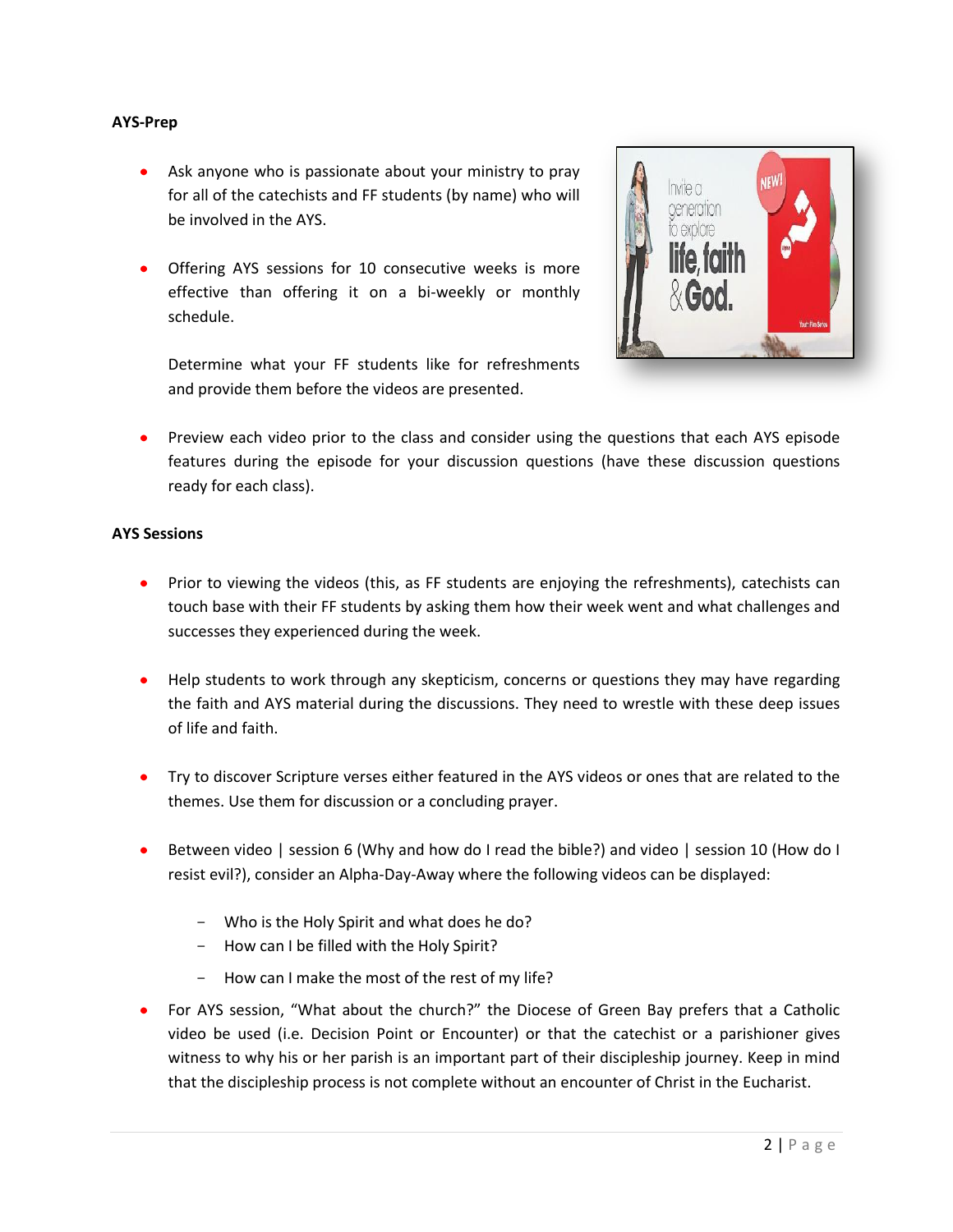**AYS-Prep**

- Ask anyone who is passionate about your ministry to pray for all of the catechists and FF students (by name) who will be involved in the AYS.

- Offering AYS sessions for 10 consecutive weeks is more effective than offering it on a bi-weekly or monthly schedule.

  Determine what your FF students like for refreshments and provide them before the videos are presented.

- Preview each video prior to the class and consider using the questions that each AYS episode features during the episode for your discussion questions (have these discussion questions ready for each class).

**AYS Sessions**

- Prior to viewing the videos (this, as FF students are enjoying the refreshments), catechists can touch base with their FF students by asking them how their week went and what challenges and successes they experienced during the week.

- Help students to work through any skepticism, concerns or questions they may have regarding the faith and AYS material during the discussions. They need to wrestle with these deep issues of life and faith.

- Try to discover Scripture verses either featured in the AYS videos or ones that are related to the themes. Use them for discussion or a concluding prayer.

- Between video | session 6 (Why and how do I read the bible?) and video | session 10 (How do I resist evil?), consider an Alpha-Day-Away where the following videos can be displayed:

  - Who is the Holy Spirit and what does he do?
  - How can I be filled with the Holy Spirit?
  - How can I make the most of the rest of my life?

- For AYS session, "What about the church?" the Diocese of Green Bay prefers that a Catholic video be used (i.e. Decision Point or Encounter) or that the catechist or a parishioner gives witness to why his or her parish is an important part of their discipleship journey. Keep in mind that the discipleship process is not complete without an encounter of Christ in the Eucharist.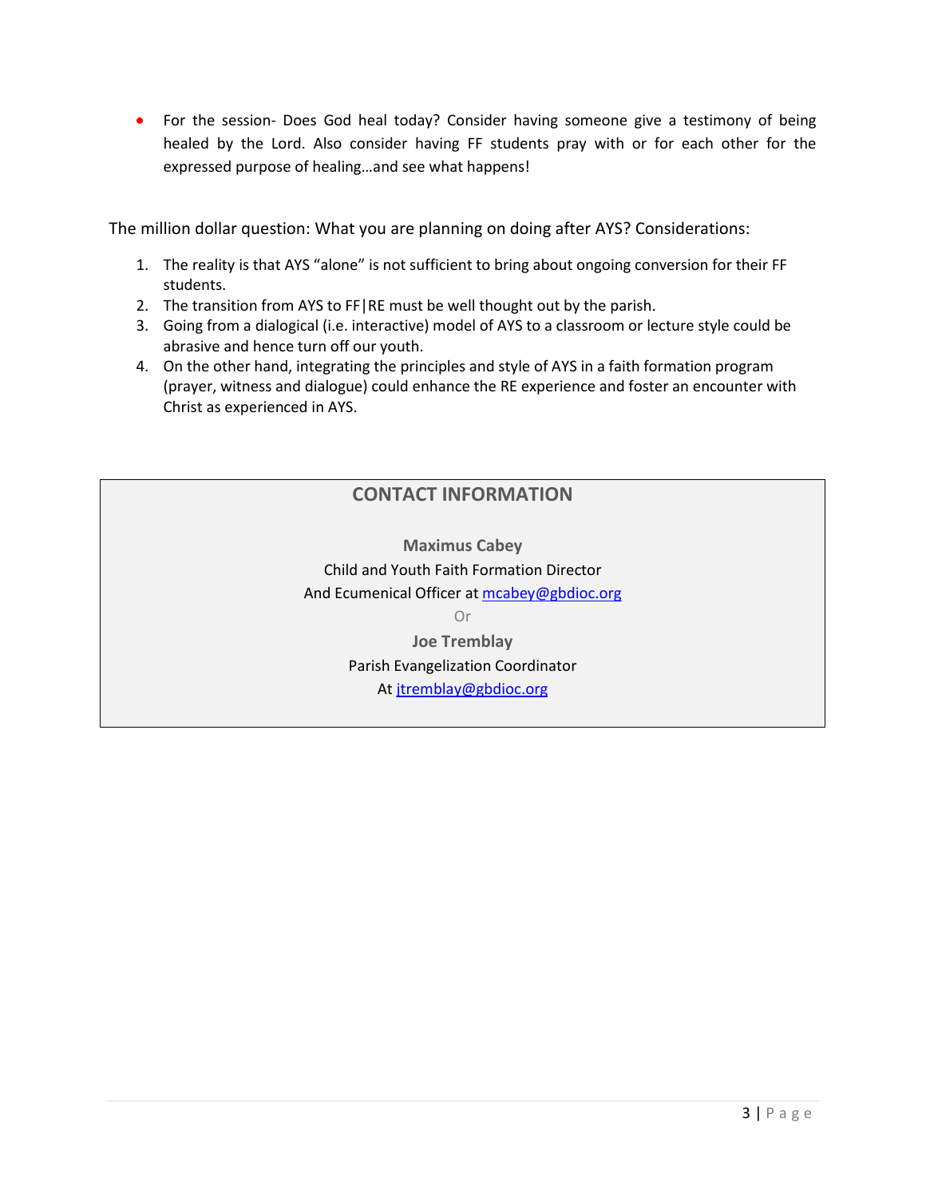- For the session- Does God heal today? Consider having someone give a testimony of being healed by the Lord. Also consider having FF students pray with or for each other for the expressed purpose of healing…and see what happens!

The million dollar question: What you are planning on doing after AYS? Considerations:

1. The reality is that AYS "alone" is not sufficient to bring about ongoing conversion for their FF students.
2. The transition from AYS to FF|RE must be well thought out by the parish.
3. Going from a dialogical (i.e. interactive) model of AYS to a classroom or lecture style could be abrasive and hence turn off our youth.
4. On the other hand, integrating the principles and style of AYS in a faith formation program (prayer, witness and dialogue) could enhance the RE experience and foster an encounter with Christ as experienced in AYS.

## CONTACT INFORMATION

**Maximus Cabey**
Child and Youth Faith Formation Director
And Ecumenical Officer at mcabey@gbdioc.org

Or

**Joe Tremblay**
Parish Evangelization Coordinator
At jtremblay@gbdioc.org